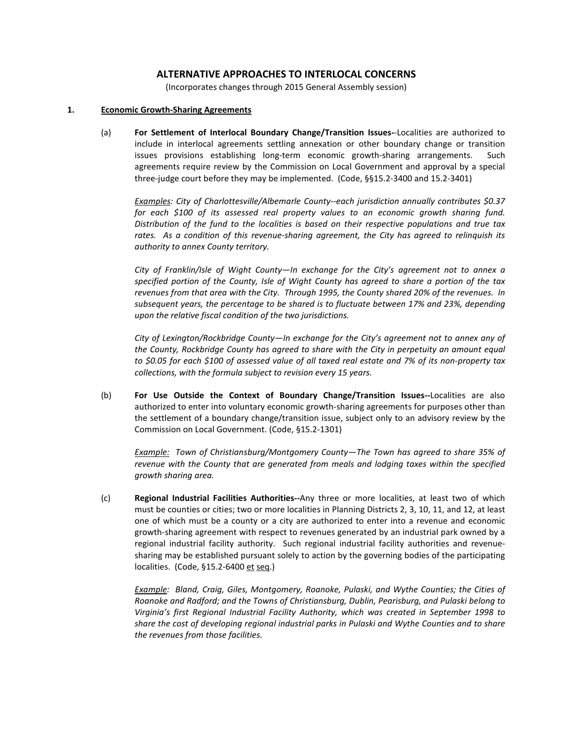# ALTERNATIVE APPROACHES TO INTERLOCAL CONCERNS

(Incorporates changes through 2015 General Assembly session)

## 1. <u>Economic Growth-Sharing Agreements</u>

(a) **For Settlement of Interlocal Boundary Change/Transition Issues--**Localities are authorized to include in interlocal agreements settling annexation or other boundary change or transition issues provisions establishing long-term economic growth-sharing arrangements. Such agreements require review by the Commission on Local Government and approval by a special three-judge court before they may be implemented. (Code, §§15.2-3400 and 15.2-3401)

*<u>Examples</u>: City of Charlottesville/Albemarle County--each jurisdiction annually contributes $0.37 for each $100 of its assessed real property values to an economic growth sharing fund. Distribution of the fund to the localities is based on their respective populations and true tax rates. As a condition of this revenue-sharing agreement, the City has agreed to relinquish its authority to annex County territory.*

*City of Franklin/Isle of Wight County—In exchange for the City's agreement not to annex a specified portion of the County, Isle of Wight County has agreed to share a portion of the tax revenues from that area with the City. Through 1995, the County shared 20% of the revenues. In subsequent years, the percentage to be shared is to fluctuate between 17% and 23%, depending upon the relative fiscal condition of the two jurisdictions.*

*City of Lexington/Rockbridge County—In exchange for the City's agreement not to annex any of the County, Rockbridge County has agreed to share with the City in perpetuity an amount equal to $0.05 for each $100 of assessed value of all taxed real estate and 7% of its non-property tax collections, with the formula subject to revision every 15 years.*

(b) **For Use Outside the Context of Boundary Change/Transition Issues--**Localities are also authorized to enter into voluntary economic growth-sharing agreements for purposes other than the settlement of a boundary change/transition issue, subject only to an advisory review by the Commission on Local Government. (Code, §15.2-1301)

*<u>Example:</u> Town of Christiansburg/Montgomery County—The Town has agreed to share 35% of revenue with the County that are generated from meals and lodging taxes within the specified growth sharing area.*

(c) **Regional Industrial Facilities Authorities--**Any three or more localities, at least two of which must be counties or cities; two or more localities in Planning Districts 2, 3, 10, 11, and 12, at least one of which must be a county or a city are authorized to enter into a revenue and economic growth-sharing agreement with respect to revenues generated by an industrial park owned by a regional industrial facility authority. Such regional industrial facility authorities and revenue-sharing may be established pursuant solely to action by the governing bodies of the participating localities. (Code, §15.2-6400 <u>et</u> <u>seq</u>.)

*<u>Example</u>: Bland, Craig, Giles, Montgomery, Roanoke, Pulaski, and Wythe Counties; the Cities of Roanoke and Radford; and the Towns of Christiansburg, Dublin, Pearisburg, and Pulaski belong to Virginia's first Regional Industrial Facility Authority, which was created in September 1998 to share the cost of developing regional industrial parks in Pulaski and Wythe Counties and to share the revenues from those facilities.*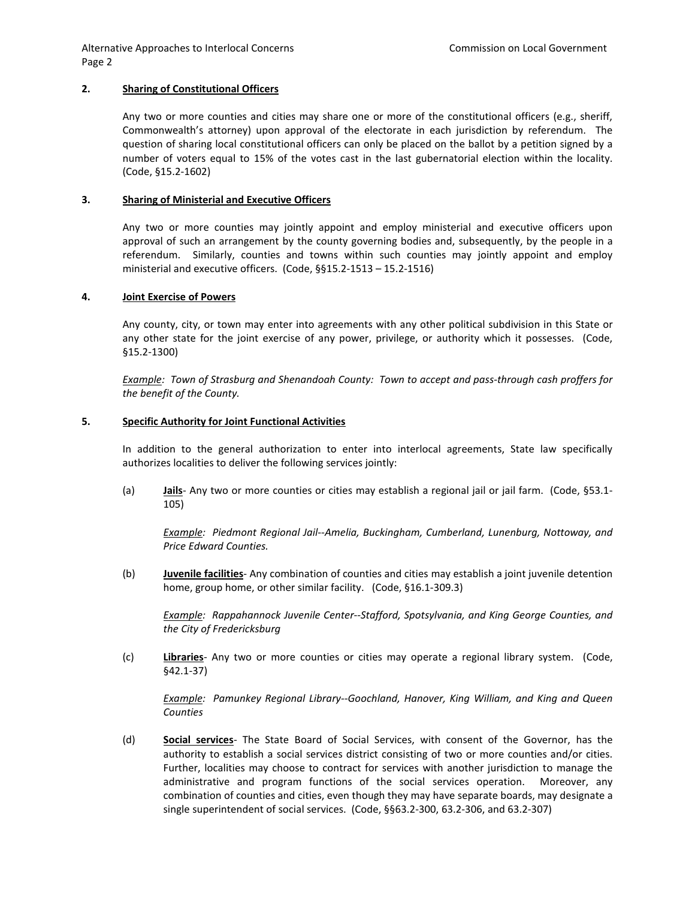**2. Sharing of Constitutional Officers**

Any two or more counties and cities may share one or more of the constitutional officers (e.g., sheriff, Commonwealth's attorney) upon approval of the electorate in each jurisdiction by referendum. The question of sharing local constitutional officers can only be placed on the ballot by a petition signed by a number of voters equal to 15% of the votes cast in the last gubernatorial election within the locality. (Code, §15.2-1602)

**3. Sharing of Ministerial and Executive Officers**

Any two or more counties may jointly appoint and employ ministerial and executive officers upon approval of such an arrangement by the county governing bodies and, subsequently, by the people in a referendum. Similarly, counties and towns within such counties may jointly appoint and employ ministerial and executive officers. (Code, §§15.2-1513 – 15.2-1516)

**4. Joint Exercise of Powers**

Any county, city, or town may enter into agreements with any other political subdivision in this State or any other state for the joint exercise of any power, privilege, or authority which it possesses. (Code, §15.2-1300)

*Example: Town of Strasburg and Shenandoah County: Town to accept and pass-through cash proffers for the benefit of the County.*

**5. Specific Authority for Joint Functional Activities**

In addition to the general authorization to enter into interlocal agreements, State law specifically authorizes localities to deliver the following services jointly:

(a) **Jails**- Any two or more counties or cities may establish a regional jail or jail farm. (Code, §53.1-105)

*Example: Piedmont Regional Jail--Amelia, Buckingham, Cumberland, Lunenburg, Nottoway, and Price Edward Counties.*

(b) **Juvenile facilities**- Any combination of counties and cities may establish a joint juvenile detention home, group home, or other similar facility. (Code, §16.1-309.3)

*Example: Rappahannock Juvenile Center--Stafford, Spotsylvania, and King George Counties, and the City of Fredericksburg*

(c) **Libraries**- Any two or more counties or cities may operate a regional library system. (Code, §42.1-37)

*Example: Pamunkey Regional Library--Goochland, Hanover, King William, and King and Queen Counties*

(d) **Social services**- The State Board of Social Services, with consent of the Governor, has the authority to establish a social services district consisting of two or more counties and/or cities. Further, localities may choose to contract for services with another jurisdiction to manage the administrative and program functions of the social services operation. Moreover, any combination of counties and cities, even though they may have separate boards, may designate a single superintendent of social services. (Code, §§63.2-300, 63.2-306, and 63.2-307)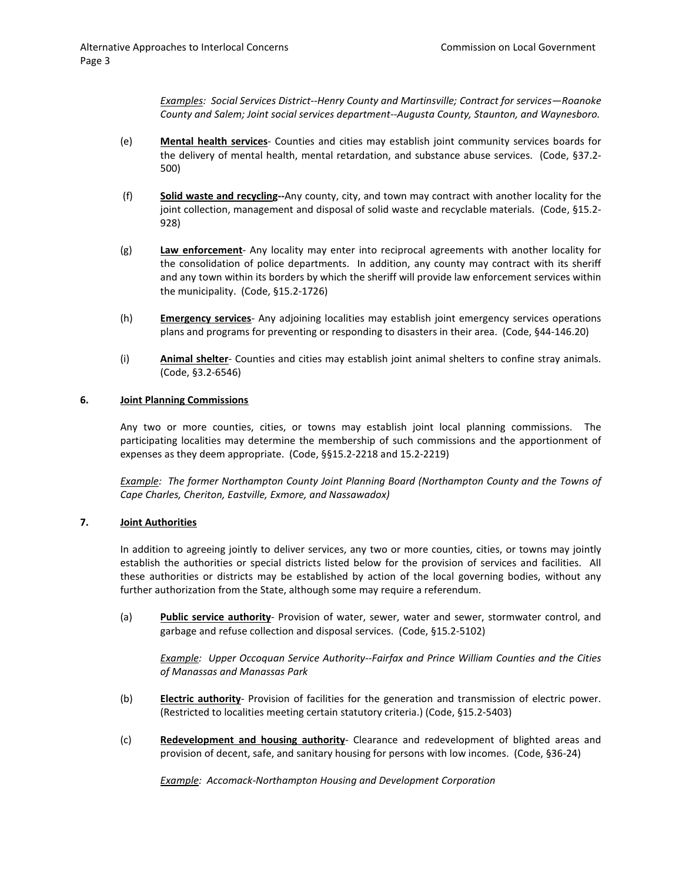*Examples: Social Services District--Henry County and Martinsville; Contract for services—Roanoke County and Salem; Joint social services department--Augusta County, Staunton, and Waynesboro.*

(e) **Mental health services**- Counties and cities may establish joint community services boards for the delivery of mental health, mental retardation, and substance abuse services. (Code, §37.2-500)

(f) **Solid waste and recycling--**Any county, city, and town may contract with another locality for the joint collection, management and disposal of solid waste and recyclable materials. (Code, §15.2-928)

(g) **Law enforcement**- Any locality may enter into reciprocal agreements with another locality for the consolidation of police departments. In addition, any county may contract with its sheriff and any town within its borders by which the sheriff will provide law enforcement services within the municipality. (Code, §15.2-1726)

(h) **Emergency services**- Any adjoining localities may establish joint emergency services operations plans and programs for preventing or responding to disasters in their area. (Code, §44-146.20)

(i) **Animal shelter**- Counties and cities may establish joint animal shelters to confine stray animals. (Code, §3.2-6546)

## 6. Joint Planning Commissions

Any two or more counties, cities, or towns may establish joint local planning commissions. The participating localities may determine the membership of such commissions and the apportionment of expenses as they deem appropriate. (Code, §§15.2-2218 and 15.2-2219)

*Example: The former Northampton County Joint Planning Board (Northampton County and the Towns of Cape Charles, Cheriton, Eastville, Exmore, and Nassawadox)*

## 7. Joint Authorities

In addition to agreeing jointly to deliver services, any two or more counties, cities, or towns may jointly establish the authorities or special districts listed below for the provision of services and facilities. All these authorities or districts may be established by action of the local governing bodies, without any further authorization from the State, although some may require a referendum.

(a) **Public service authority**- Provision of water, sewer, water and sewer, stormwater control, and garbage and refuse collection and disposal services. (Code, §15.2-5102)

*Example: Upper Occoquan Service Authority--Fairfax and Prince William Counties and the Cities of Manassas and Manassas Park*

(b) **Electric authority**- Provision of facilities for the generation and transmission of electric power. (Restricted to localities meeting certain statutory criteria.) (Code, §15.2-5403)

(c) **Redevelopment and housing authority**- Clearance and redevelopment of blighted areas and provision of decent, safe, and sanitary housing for persons with low incomes. (Code, §36-24)

*Example: Accomack-Northampton Housing and Development Corporation*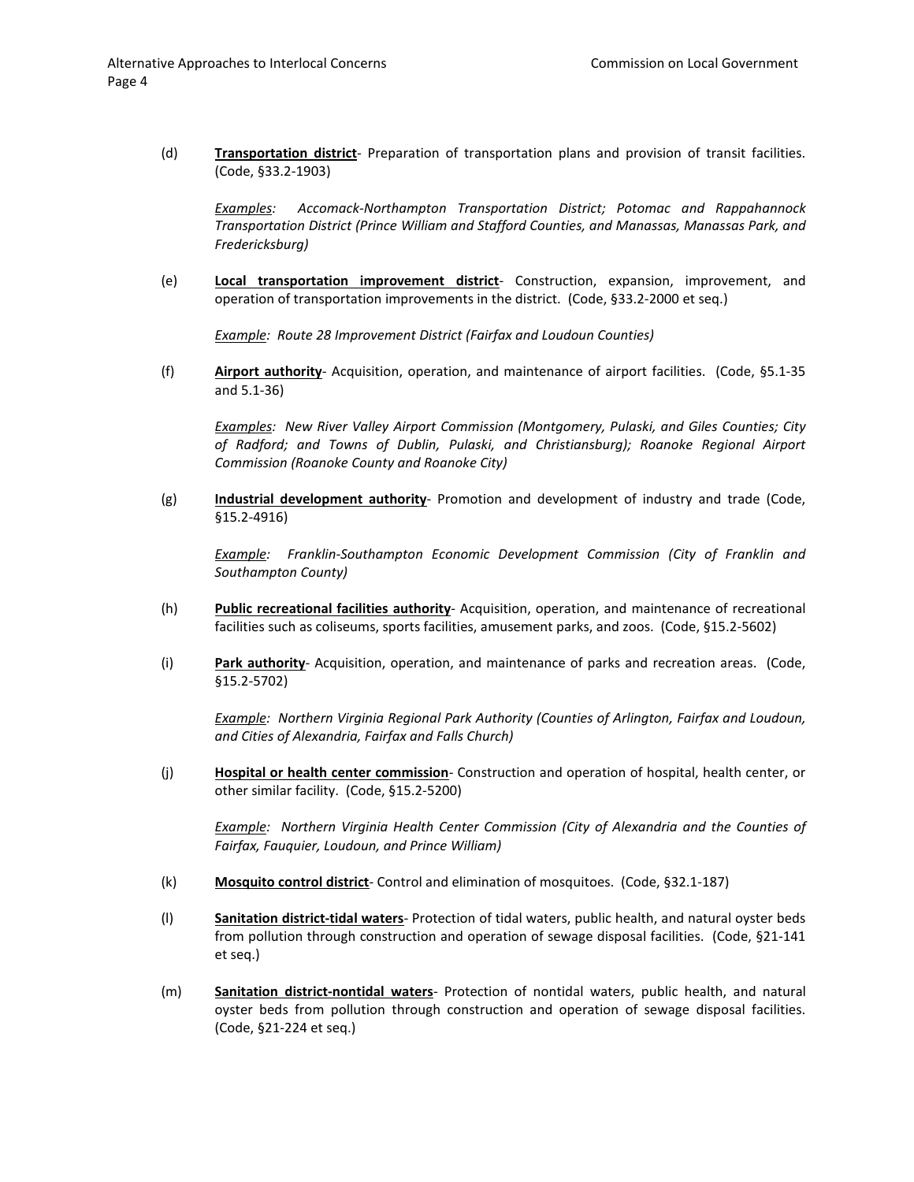(d) **Transportation district**- Preparation of transportation plans and provision of transit facilities. (Code, §33.2-1903)

*Examples: Accomack-Northampton Transportation District; Potomac and Rappahannock Transportation District (Prince William and Stafford Counties, and Manassas, Manassas Park, and Fredericksburg)*

(e) **Local transportation improvement district**- Construction, expansion, improvement, and operation of transportation improvements in the district. (Code, §33.2-2000 et seq.)

*Example: Route 28 Improvement District (Fairfax and Loudoun Counties)*

(f) **Airport authority**- Acquisition, operation, and maintenance of airport facilities. (Code, §5.1-35 and 5.1-36)

*Examples: New River Valley Airport Commission (Montgomery, Pulaski, and Giles Counties; City of Radford; and Towns of Dublin, Pulaski, and Christiansburg); Roanoke Regional Airport Commission (Roanoke County and Roanoke City)*

(g) **Industrial development authority**- Promotion and development of industry and trade (Code, §15.2-4916)

*Example: Franklin-Southampton Economic Development Commission (City of Franklin and Southampton County)*

(h) **Public recreational facilities authority**- Acquisition, operation, and maintenance of recreational facilities such as coliseums, sports facilities, amusement parks, and zoos. (Code, §15.2-5602)

(i) **Park authority**- Acquisition, operation, and maintenance of parks and recreation areas. (Code, §15.2-5702)

*Example: Northern Virginia Regional Park Authority (Counties of Arlington, Fairfax and Loudoun, and Cities of Alexandria, Fairfax and Falls Church)*

(j) **Hospital or health center commission**- Construction and operation of hospital, health center, or other similar facility. (Code, §15.2-5200)

*Example: Northern Virginia Health Center Commission (City of Alexandria and the Counties of Fairfax, Fauquier, Loudoun, and Prince William)*

(k) **Mosquito control district**- Control and elimination of mosquitoes. (Code, §32.1-187)

(l) **Sanitation district-tidal waters**- Protection of tidal waters, public health, and natural oyster beds from pollution through construction and operation of sewage disposal facilities. (Code, §21-141 et seq.)

(m) **Sanitation district-nontidal waters**- Protection of nontidal waters, public health, and natural oyster beds from pollution through construction and operation of sewage disposal facilities. (Code, §21-224 et seq.)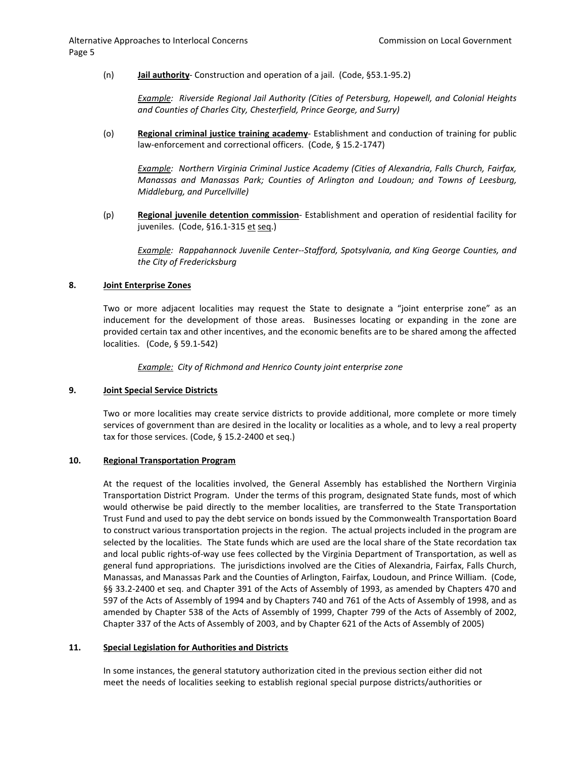(n) **Jail authority**- Construction and operation of a jail. (Code, §53.1-95.2)

*Example: Riverside Regional Jail Authority (Cities of Petersburg, Hopewell, and Colonial Heights and Counties of Charles City, Chesterfield, Prince George, and Surry)*

(o) **Regional criminal justice training academy**- Establishment and conduction of training for public law-enforcement and correctional officers. (Code, § 15.2-1747)

*Example: Northern Virginia Criminal Justice Academy (Cities of Alexandria, Falls Church, Fairfax, Manassas and Manassas Park; Counties of Arlington and Loudoun; and Towns of Leesburg, Middleburg, and Purcellville)*

(p) **Regional juvenile detention commission**- Establishment and operation of residential facility for juveniles. (Code, §16.1-315 et seq.)

*Example: Rappahannock Juvenile Center--Stafford, Spotsylvania, and King George Counties, and the City of Fredericksburg*

**8. Joint Enterprise Zones**

Two or more adjacent localities may request the State to designate a "joint enterprise zone" as an inducement for the development of those areas. Businesses locating or expanding in the zone are provided certain tax and other incentives, and the economic benefits are to be shared among the affected localities. (Code, § 59.1-542)

*Example: City of Richmond and Henrico County joint enterprise zone*

**9. Joint Special Service Districts**

Two or more localities may create service districts to provide additional, more complete or more timely services of government than are desired in the locality or localities as a whole, and to levy a real property tax for those services. (Code, § 15.2-2400 et seq.)

**10. Regional Transportation Program**

At the request of the localities involved, the General Assembly has established the Northern Virginia Transportation District Program. Under the terms of this program, designated State funds, most of which would otherwise be paid directly to the member localities, are transferred to the State Transportation Trust Fund and used to pay the debt service on bonds issued by the Commonwealth Transportation Board to construct various transportation projects in the region. The actual projects included in the program are selected by the localities. The State funds which are used are the local share of the State recordation tax and local public rights-of-way use fees collected by the Virginia Department of Transportation, as well as general fund appropriations. The jurisdictions involved are the Cities of Alexandria, Fairfax, Falls Church, Manassas, and Manassas Park and the Counties of Arlington, Fairfax, Loudoun, and Prince William. (Code, §§ 33.2-2400 et seq. and Chapter 391 of the Acts of Assembly of 1993, as amended by Chapters 470 and 597 of the Acts of Assembly of 1994 and by Chapters 740 and 761 of the Acts of Assembly of 1998, and as amended by Chapter 538 of the Acts of Assembly of 1999, Chapter 799 of the Acts of Assembly of 2002, Chapter 337 of the Acts of Assembly of 2003, and by Chapter 621 of the Acts of Assembly of 2005)

**11. Special Legislation for Authorities and Districts**

In some instances, the general statutory authorization cited in the previous section either did not meet the needs of localities seeking to establish regional special purpose districts/authorities or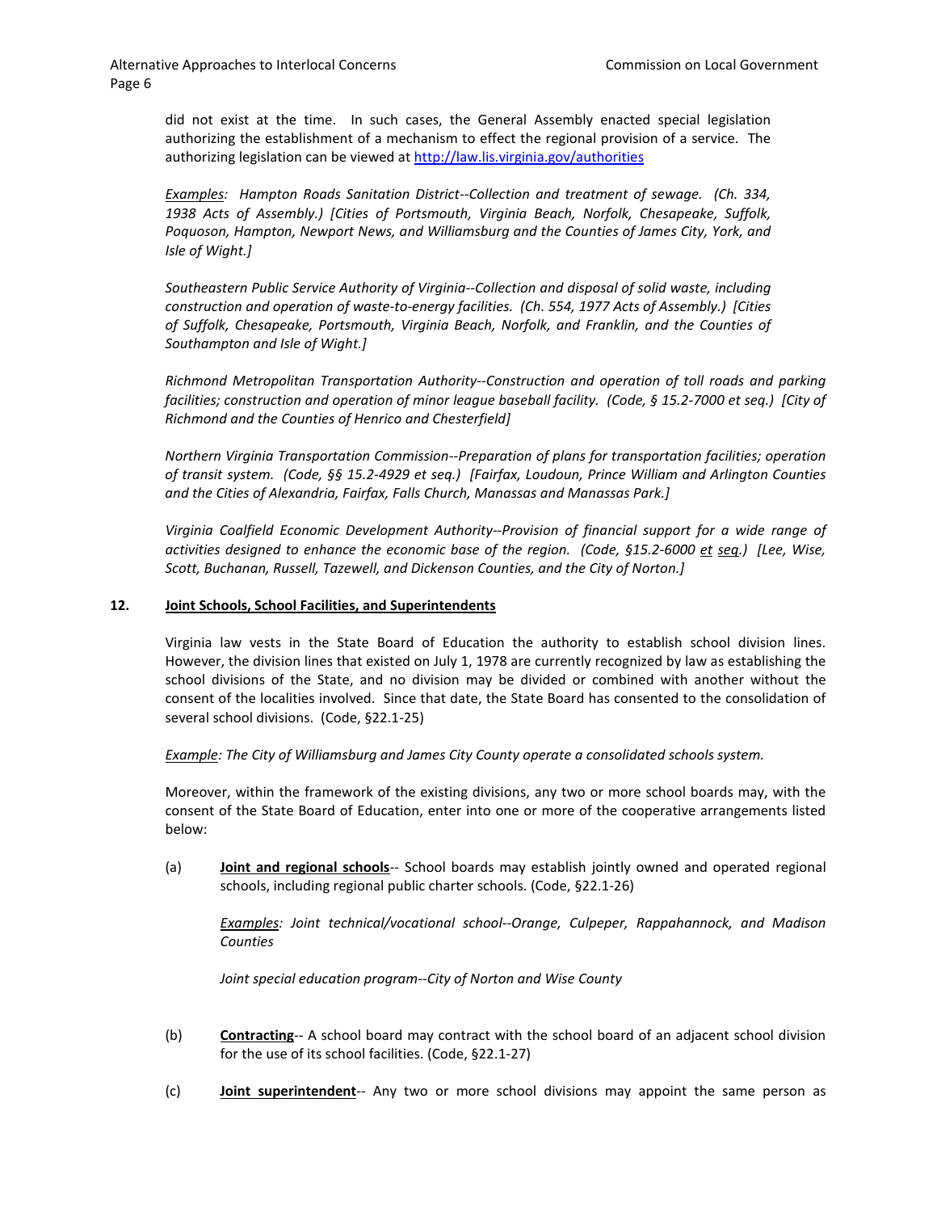did not exist at the time. In such cases, the General Assembly enacted special legislation authorizing the establishment of a mechanism to effect the regional provision of a service. The authorizing legislation can be viewed at http://law.lis.virginia.gov/authorities

*Examples: Hampton Roads Sanitation District--Collection and treatment of sewage. (Ch. 334, 1938 Acts of Assembly.) [Cities of Portsmouth, Virginia Beach, Norfolk, Chesapeake, Suffolk, Poquoson, Hampton, Newport News, and Williamsburg and the Counties of James City, York, and Isle of Wight.]*

*Southeastern Public Service Authority of Virginia--Collection and disposal of solid waste, including construction and operation of waste-to-energy facilities. (Ch. 554, 1977 Acts of Assembly.) [Cities of Suffolk, Chesapeake, Portsmouth, Virginia Beach, Norfolk, and Franklin, and the Counties of Southampton and Isle of Wight.]*

*Richmond Metropolitan Transportation Authority--Construction and operation of toll roads and parking facilities; construction and operation of minor league baseball facility. (Code, § 15.2-7000 et seq.) [City of Richmond and the Counties of Henrico and Chesterfield]*

*Northern Virginia Transportation Commission--Preparation of plans for transportation facilities; operation of transit system. (Code, §§ 15.2-4929 et seq.) [Fairfax, Loudoun, Prince William and Arlington Counties and the Cities of Alexandria, Fairfax, Falls Church, Manassas and Manassas Park.]*

*Virginia Coalfield Economic Development Authority--Provision of financial support for a wide range of activities designed to enhance the economic base of the region. (Code, §15.2-6000 et seq.) [Lee, Wise, Scott, Buchanan, Russell, Tazewell, and Dickenson Counties, and the City of Norton.]*

## 12. Joint Schools, School Facilities, and Superintendents

Virginia law vests in the State Board of Education the authority to establish school division lines. However, the division lines that existed on July 1, 1978 are currently recognized by law as establishing the school divisions of the State, and no division may be divided or combined with another without the consent of the localities involved. Since that date, the State Board has consented to the consolidation of several school divisions. (Code, §22.1-25)

*Example: The City of Williamsburg and James City County operate a consolidated schools system.*

Moreover, within the framework of the existing divisions, any two or more school boards may, with the consent of the State Board of Education, enter into one or more of the cooperative arrangements listed below:

(a) **Joint and regional schools**-- School boards may establish jointly owned and operated regional schools, including regional public charter schools. (Code, §22.1-26)

*Examples: Joint technical/vocational school--Orange, Culpeper, Rappahannock, and Madison Counties*

*Joint special education program--City of Norton and Wise County*

(b) **Contracting**-- A school board may contract with the school board of an adjacent school division for the use of its school facilities. (Code, §22.1-27)

(c) **Joint superintendent**-- Any two or more school divisions may appoint the same person as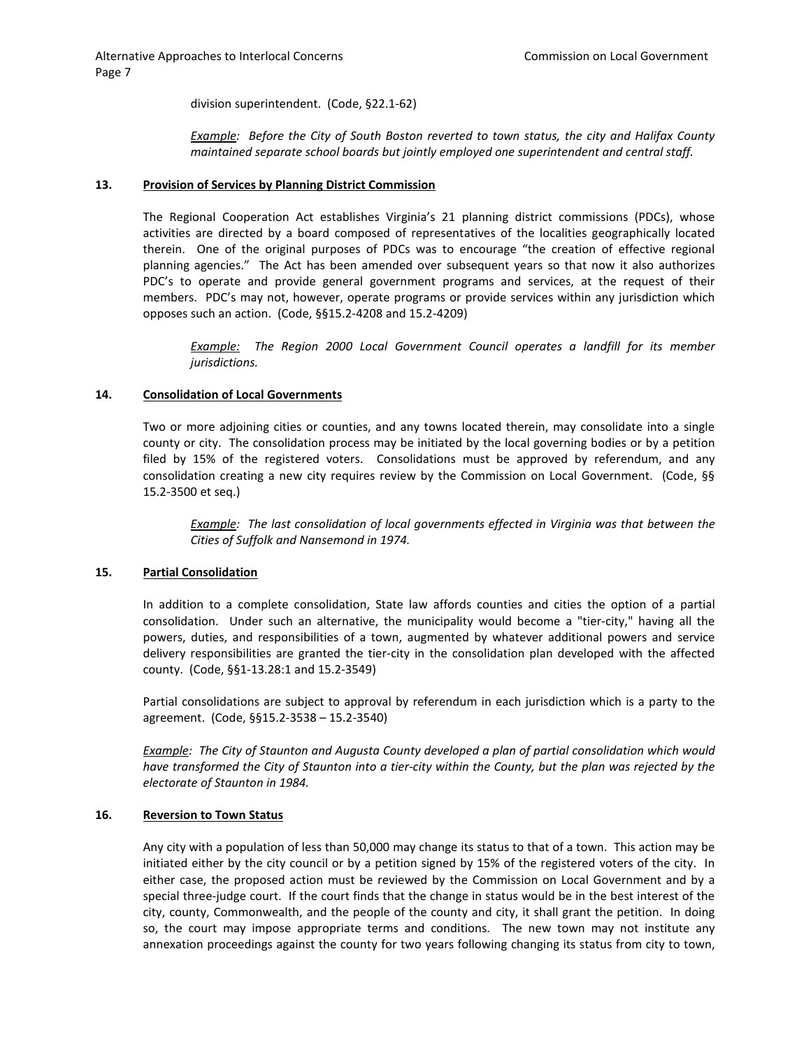division superintendent. (Code, §22.1-62)

> *Example: Before the City of South Boston reverted to town status, the city and Halifax County maintained separate school boards but jointly employed one superintendent and central staff.*

### 13. Provision of Services by Planning District Commission

The Regional Cooperation Act establishes Virginia's 21 planning district commissions (PDCs), whose activities are directed by a board composed of representatives of the localities geographically located therein. One of the original purposes of PDCs was to encourage "the creation of effective regional planning agencies." The Act has been amended over subsequent years so that now it also authorizes PDC's to operate and provide general government programs and services, at the request of their members. PDC's may not, however, operate programs or provide services within any jurisdiction which opposes such an action. (Code, §§15.2-4208 and 15.2-4209)

> *Example: The Region 2000 Local Government Council operates a landfill for its member jurisdictions.*

### 14. Consolidation of Local Governments

Two or more adjoining cities or counties, and any towns located therein, may consolidate into a single county or city. The consolidation process may be initiated by the local governing bodies or by a petition filed by 15% of the registered voters. Consolidations must be approved by referendum, and any consolidation creating a new city requires review by the Commission on Local Government. (Code, §§ 15.2-3500 et seq.)

> *Example: The last consolidation of local governments effected in Virginia was that between the Cities of Suffolk and Nansemond in 1974.*

### 15. Partial Consolidation

In addition to a complete consolidation, State law affords counties and cities the option of a partial consolidation. Under such an alternative, the municipality would become a "tier-city," having all the powers, duties, and responsibilities of a town, augmented by whatever additional powers and service delivery responsibilities are granted the tier-city in the consolidation plan developed with the affected county. (Code, §§1-13.28:1 and 15.2-3549)

Partial consolidations are subject to approval by referendum in each jurisdiction which is a party to the agreement. (Code, §§15.2-3538 – 15.2-3540)

*Example: The City of Staunton and Augusta County developed a plan of partial consolidation which would have transformed the City of Staunton into a tier-city within the County, but the plan was rejected by the electorate of Staunton in 1984.*

### 16. Reversion to Town Status

Any city with a population of less than 50,000 may change its status to that of a town. This action may be initiated either by the city council or by a petition signed by 15% of the registered voters of the city. In either case, the proposed action must be reviewed by the Commission on Local Government and by a special three-judge court. If the court finds that the change in status would be in the best interest of the city, county, Commonwealth, and the people of the county and city, it shall grant the petition. In doing so, the court may impose appropriate terms and conditions. The new town may not institute any annexation proceedings against the county for two years following changing its status from city to town,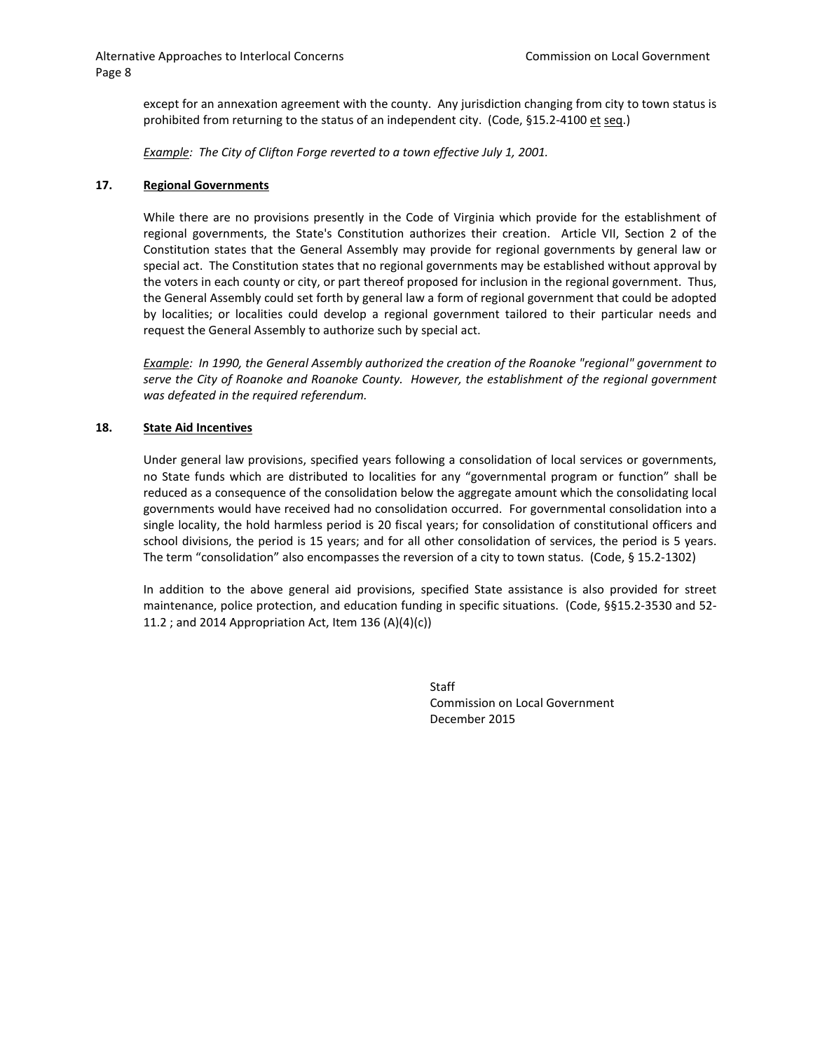except for an annexation agreement with the county. Any jurisdiction changing from city to town status is prohibited from returning to the status of an independent city. (Code, §15.2-4100 et seq.)

*Example: The City of Clifton Forge reverted to a town effective July 1, 2001.*

## 17. Regional Governments

While there are no provisions presently in the Code of Virginia which provide for the establishment of regional governments, the State's Constitution authorizes their creation. Article VII, Section 2 of the Constitution states that the General Assembly may provide for regional governments by general law or special act. The Constitution states that no regional governments may be established without approval by the voters in each county or city, or part thereof proposed for inclusion in the regional government. Thus, the General Assembly could set forth by general law a form of regional government that could be adopted by localities; or localities could develop a regional government tailored to their particular needs and request the General Assembly to authorize such by special act.

*Example: In 1990, the General Assembly authorized the creation of the Roanoke "regional" government to serve the City of Roanoke and Roanoke County. However, the establishment of the regional government was defeated in the required referendum.*

## 18. State Aid Incentives

Under general law provisions, specified years following a consolidation of local services or governments, no State funds which are distributed to localities for any "governmental program or function" shall be reduced as a consequence of the consolidation below the aggregate amount which the consolidating local governments would have received had no consolidation occurred. For governmental consolidation into a single locality, the hold harmless period is 20 fiscal years; for consolidation of constitutional officers and school divisions, the period is 15 years; and for all other consolidation of services, the period is 5 years. The term "consolidation" also encompasses the reversion of a city to town status. (Code, § 15.2-1302)

In addition to the above general aid provisions, specified State assistance is also provided for street maintenance, police protection, and education funding in specific situations. (Code, §§15.2-3530 and 52-11.2 ; and 2014 Appropriation Act, Item 136 (A)(4)(c))

Staff
Commission on Local Government
December 2015